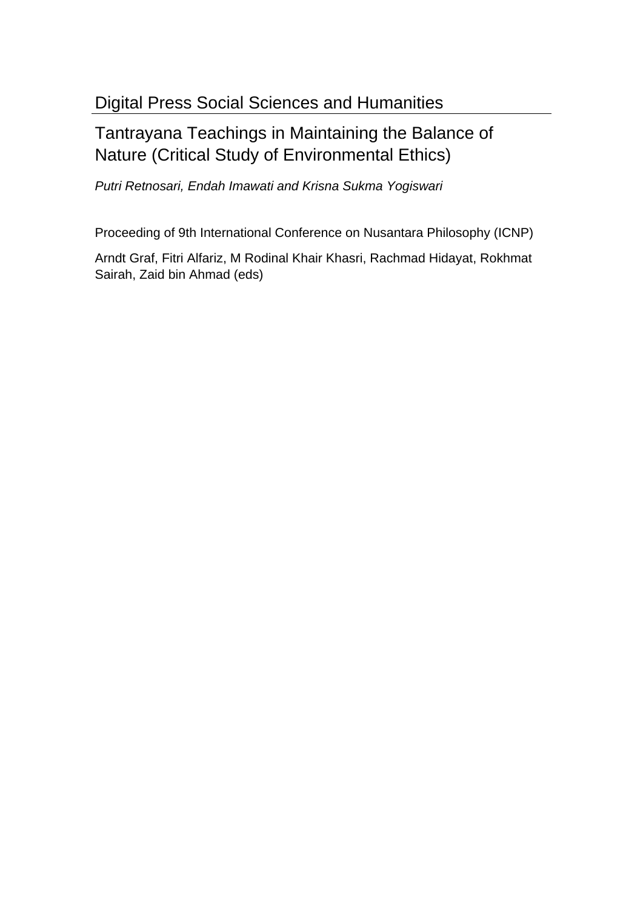Digital Press Social Sciences and Humanities

# Tantrayana Teachings in Maintaining the Balance of Nature (Critical Study of Environmental Ethics)

*Putri Retnosari, Endah Imawati and Krisna Sukma Yogiswari*

Proceeding of 9th International Conference on Nusantara Philosophy (ICNP)

Arndt Graf, Fitri Alfariz, M Rodinal Khair Khasri, Rachmad Hidayat, Rokhmat Sairah, Zaid bin Ahmad (eds)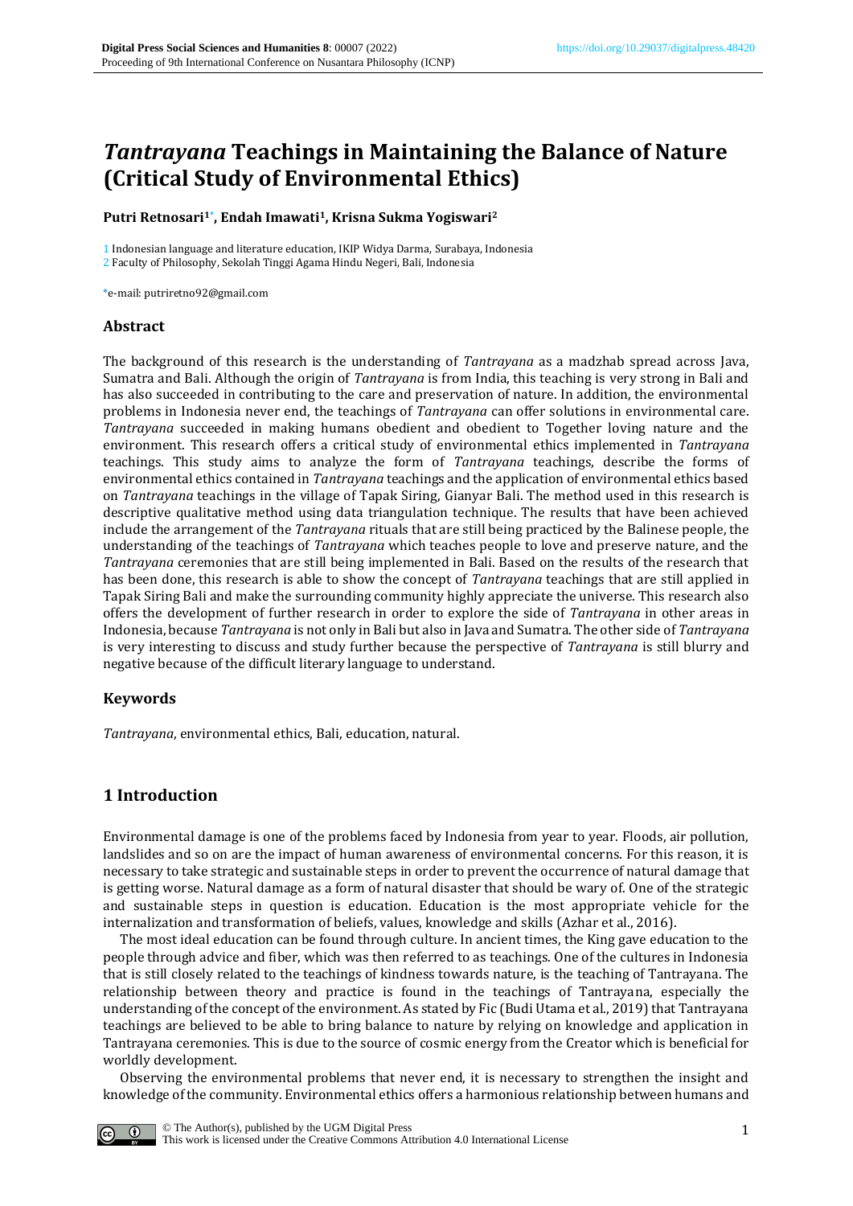# *Tantrayana* Teachings in Maintaining the Balance of Nature (Critical Study of Environmental Ethics)

**Putri Retnosari[1*], Endah Imawati[1], Krisna Sukma Yogiswari[2]**

1 Indonesian language and literature education, IKIP Widya Darma, Surabaya, Indonesia
2 Faculty of Philosophy, Sekolah Tinggi Agama Hindu Negeri, Bali, Indonesia

*e-mail: putriretno92@gmail.com

## Abstract

The background of this research is the understanding of *Tantrayana* as a madzhab spread across Java, Sumatra and Bali. Although the origin of *Tantrayana* is from India, this teaching is very strong in Bali and has also succeeded in contributing to the care and preservation of nature. In addition, the environmental problems in Indonesia never end, the teachings of *Tantrayana* can offer solutions in environmental care. *Tantrayana* succeeded in making humans obedient and obedient to Together loving nature and the environment. This research offers a critical study of environmental ethics implemented in *Tantrayana* teachings. This study aims to analyze the form of *Tantrayana* teachings, describe the forms of environmental ethics contained in *Tantrayana* teachings and the application of environmental ethics based on *Tantrayana* teachings in the village of Tapak Siring, Gianyar Bali. The method used in this research is descriptive qualitative method using data triangulation technique. The results that have been achieved include the arrangement of the *Tantrayana* rituals that are still being practiced by the Balinese people, the understanding of the teachings of *Tantrayana* which teaches people to love and preserve nature, and the *Tantrayana* ceremonies that are still being implemented in Bali. Based on the results of the research that has been done, this research is able to show the concept of *Tantrayana* teachings that are still applied in Tapak Siring Bali and make the surrounding community highly appreciate the universe. This research also offers the development of further research in order to explore the side of *Tantrayana* in other areas in Indonesia, because *Tantrayana* is not only in Bali but also in Java and Sumatra. The other side of *Tantrayana* is very interesting to discuss and study further because the perspective of *Tantrayana* is still blurry and negative because of the difficult literary language to understand.

## Keywords

*Tantrayana*, environmental ethics, Bali, education, natural.

## 1 Introduction

Environmental damage is one of the problems faced by Indonesia from year to year. Floods, air pollution, landslides and so on are the impact of human awareness of environmental concerns. For this reason, it is necessary to take strategic and sustainable steps in order to prevent the occurrence of natural damage that is getting worse. Natural damage as a form of natural disaster that should be wary of. One of the strategic and sustainable steps in question is education. Education is the most appropriate vehicle for the internalization and transformation of beliefs, values, knowledge and skills (Azhar et al., 2016).

The most ideal education can be found through culture. In ancient times, the King gave education to the people through advice and fiber, which was then referred to as teachings. One of the cultures in Indonesia that is still closely related to the teachings of kindness towards nature, is the teaching of Tantrayana. The relationship between theory and practice is found in the teachings of Tantrayana, especially the understanding of the concept of the environment. As stated by Fic (Budi Utama et al., 2019) that Tantrayana teachings are believed to be able to bring balance to nature by relying on knowledge and application in Tantrayana ceremonies. This is due to the source of cosmic energy from the Creator which is beneficial for worldly development.

Observing the environmental problems that never end, it is necessary to strengthen the insight and knowledge of the community. Environmental ethics offers a harmonious relationship between humans and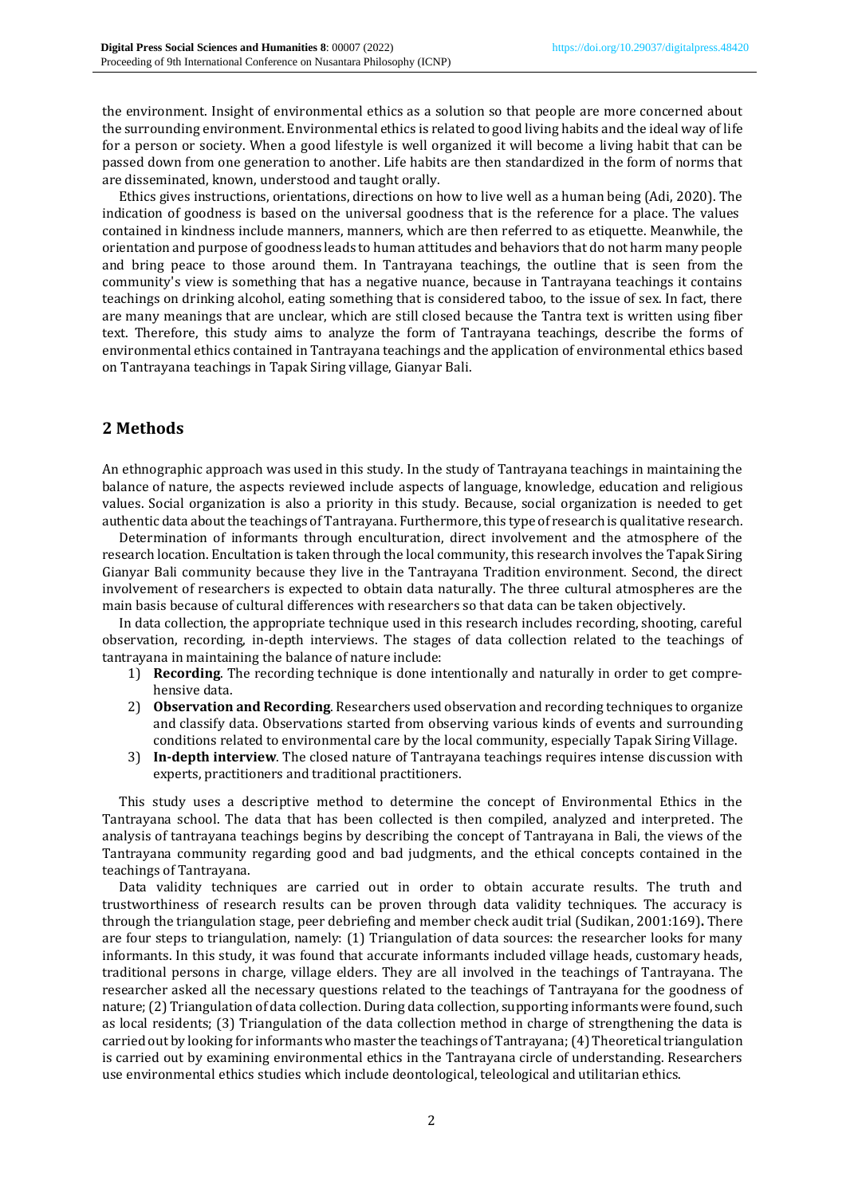the environment. Insight of environmental ethics as a solution so that people are more concerned about the surrounding environment. Environmental ethics is related to good living habits and the ideal way of life for a person or society. When a good lifestyle is well organized it will become a living habit that can be passed down from one generation to another. Life habits are then standardized in the form of norms that are disseminated, known, understood and taught orally.

Ethics gives instructions, orientations, directions on how to live well as a human being (Adi, 2020). The indication of goodness is based on the universal goodness that is the reference for a place. The values contained in kindness include manners, manners, which are then referred to as etiquette. Meanwhile, the orientation and purpose of goodness leads to human attitudes and behaviors that do not harm many people and bring peace to those around them. In Tantrayana teachings, the outline that is seen from the community's view is something that has a negative nuance, because in Tantrayana teachings it contains teachings on drinking alcohol, eating something that is considered taboo, to the issue of sex. In fact, there are many meanings that are unclear, which are still closed because the Tantra text is written using fiber text. Therefore, this study aims to analyze the form of Tantrayana teachings, describe the forms of environmental ethics contained in Tantrayana teachings and the application of environmental ethics based on Tantrayana teachings in Tapak Siring village, Gianyar Bali.

## 2 Methods

An ethnographic approach was used in this study. In the study of Tantrayana teachings in maintaining the balance of nature, the aspects reviewed include aspects of language, knowledge, education and religious values. Social organization is also a priority in this study. Because, social organization is needed to get authentic data about the teachings of Tantrayana. Furthermore, this type of research is qualitative research.

Determination of informants through enculturation, direct involvement and the atmosphere of the research location. Encultation is taken through the local community, this research involves the Tapak Siring Gianyar Bali community because they live in the Tantrayana Tradition environment. Second, the direct involvement of researchers is expected to obtain data naturally. The three cultural atmospheres are the main basis because of cultural differences with researchers so that data can be taken objectively.

In data collection, the appropriate technique used in this research includes recording, shooting, careful observation, recording, in-depth interviews. The stages of data collection related to the teachings of tantrayana in maintaining the balance of nature include:

1) **Recording**. The recording technique is done intentionally and naturally in order to get comprehensive data.
2) **Observation and Recording**. Researchers used observation and recording techniques to organize and classify data. Observations started from observing various kinds of events and surrounding conditions related to environmental care by the local community, especially Tapak Siring Village.
3) **In-depth interview**. The closed nature of Tantrayana teachings requires intense discussion with experts, practitioners and traditional practitioners.

This study uses a descriptive method to determine the concept of Environmental Ethics in the Tantrayana school. The data that has been collected is then compiled, analyzed and interpreted. The analysis of tantrayana teachings begins by describing the concept of Tantrayana in Bali, the views of the Tantrayana community regarding good and bad judgments, and the ethical concepts contained in the teachings of Tantrayana.

Data validity techniques are carried out in order to obtain accurate results. The truth and trustworthiness of research results can be proven through data validity techniques. The accuracy is through the triangulation stage, peer debriefing and member check audit trial (Sudikan, 2001:169)**.** There are four steps to triangulation, namely: (1) Triangulation of data sources: the researcher looks for many informants. In this study, it was found that accurate informants included village heads, customary heads, traditional persons in charge, village elders. They are all involved in the teachings of Tantrayana. The researcher asked all the necessary questions related to the teachings of Tantrayana for the goodness of nature; (2) Triangulation of data collection. During data collection, supporting informants were found, such as local residents; (3) Triangulation of the data collection method in charge of strengthening the data is carried out by looking for informants who master the teachings of Tantrayana; (4) Theoretical triangulation is carried out by examining environmental ethics in the Tantrayana circle of understanding. Researchers use environmental ethics studies which include deontological, teleological and utilitarian ethics.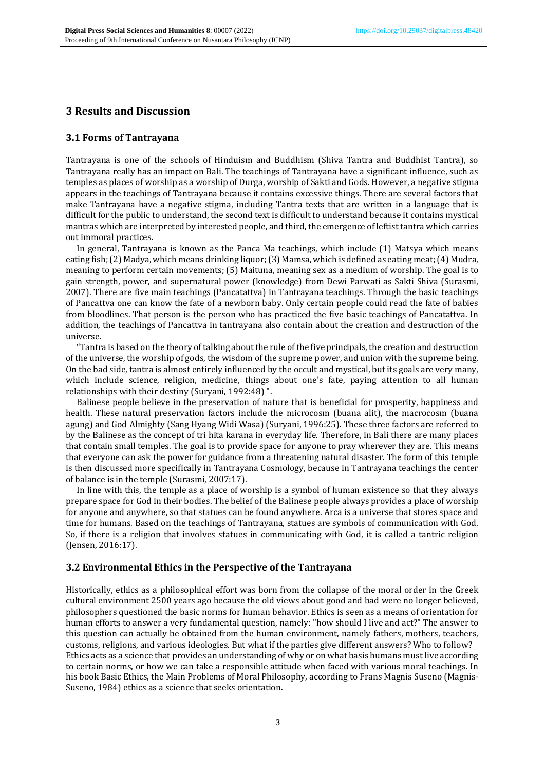## 3 Results and Discussion

### 3.1 Forms of Tantrayana

Tantrayana is one of the schools of Hinduism and Buddhism (Shiva Tantra and Buddhist Tantra), so Tantrayana really has an impact on Bali. The teachings of Tantrayana have a significant influence, such as temples as places of worship as a worship of Durga, worship of Sakti and Gods. However, a negative stigma appears in the teachings of Tantrayana because it contains excessive things. There are several factors that make Tantrayana have a negative stigma, including Tantra texts that are written in a language that is difficult for the public to understand, the second text is difficult to understand because it contains mystical mantras which are interpreted by interested people, and third, the emergence of leftist tantra which carries out immoral practices.

In general, Tantrayana is known as the Panca Ma teachings, which include (1) Matsya which means eating fish; (2) Madya, which means drinking liquor; (3) Mamsa, which is defined as eating meat; (4) Mudra, meaning to perform certain movements; (5) Maituna, meaning sex as a medium of worship. The goal is to gain strength, power, and supernatural power (knowledge) from Dewi Parwati as Sakti Shiva (Surasmi, 2007). There are five main teachings (Pancatattva) in Tantrayana teachings. Through the basic teachings of Pancattva one can know the fate of a newborn baby. Only certain people could read the fate of babies from bloodlines. That person is the person who has practiced the five basic teachings of Pancatattva. In addition, the teachings of Pancattva in tantrayana also contain about the creation and destruction of the universe.

"Tantra is based on the theory of talking about the rule of the five principals, the creation and destruction of the universe, the worship of gods, the wisdom of the supreme power, and union with the supreme being. On the bad side, tantra is almost entirely influenced by the occult and mystical, but its goals are very many, which include science, religion, medicine, things about one's fate, paying attention to all human relationships with their destiny (Suryani, 1992:48) ".

Balinese people believe in the preservation of nature that is beneficial for prosperity, happiness and health. These natural preservation factors include the microcosm (buana alit), the macrocosm (buana agung) and God Almighty (Sang Hyang Widi Wasa) (Suryani, 1996:25). These three factors are referred to by the Balinese as the concept of tri hita karana in everyday life. Therefore, in Bali there are many places that contain small temples. The goal is to provide space for anyone to pray wherever they are. This means that everyone can ask the power for guidance from a threatening natural disaster. The form of this temple is then discussed more specifically in Tantrayana Cosmology, because in Tantrayana teachings the center of balance is in the temple (Surasmi, 2007:17).

In line with this, the temple as a place of worship is a symbol of human existence so that they always prepare space for God in their bodies. The belief of the Balinese people always provides a place of worship for anyone and anywhere, so that statues can be found anywhere. Arca is a universe that stores space and time for humans. Based on the teachings of Tantrayana, statues are symbols of communication with God. So, if there is a religion that involves statues in communicating with God, it is called a tantric religion (Jensen, 2016:17).

### 3.2 Environmental Ethics in the Perspective of the Tantrayana

Historically, ethics as a philosophical effort was born from the collapse of the moral order in the Greek cultural environment 2500 years ago because the old views about good and bad were no longer believed, philosophers questioned the basic norms for human behavior. Ethics is seen as a means of orientation for human efforts to answer a very fundamental question, namely: "how should I live and act?" The answer to this question can actually be obtained from the human environment, namely fathers, mothers, teachers, customs, religions, and various ideologies. But what if the parties give different answers? Who to follow?
Ethics acts as a science that provides an understanding of why or on what basis humans must live according to certain norms, or how we can take a responsible attitude when faced with various moral teachings. In his book Basic Ethics, the Main Problems of Moral Philosophy, according to Frans Magnis Suseno (Magnis-Suseno, 1984) ethics as a science that seeks orientation.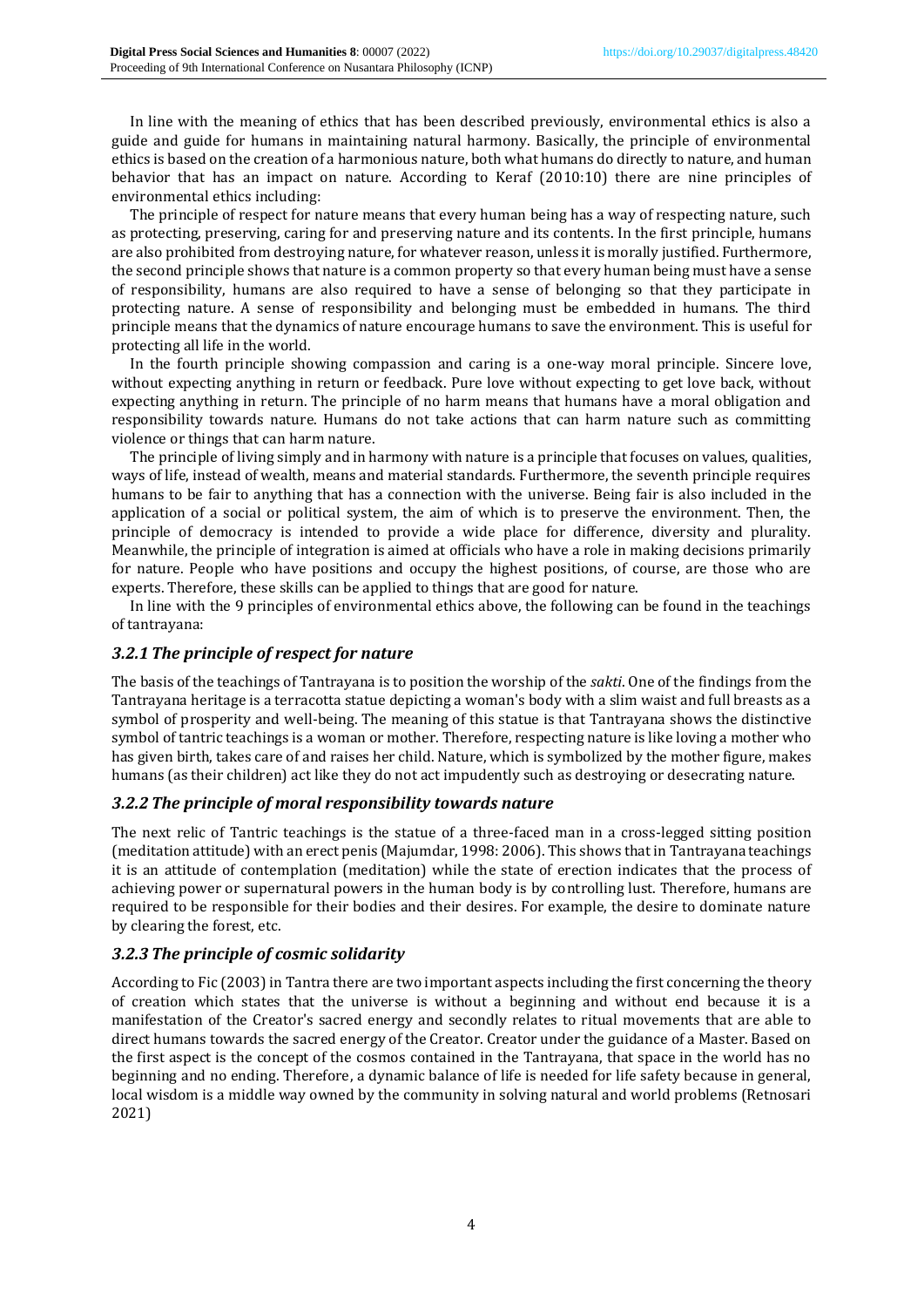In line with the meaning of ethics that has been described previously, environmental ethics is also a guide and guide for humans in maintaining natural harmony. Basically, the principle of environmental ethics is based on the creation of a harmonious nature, both what humans do directly to nature, and human behavior that has an impact on nature. According to Keraf (2010:10) there are nine principles of environmental ethics including:

The principle of respect for nature means that every human being has a way of respecting nature, such as protecting, preserving, caring for and preserving nature and its contents. In the first principle, humans are also prohibited from destroying nature, for whatever reason, unless it is morally justified. Furthermore, the second principle shows that nature is a common property so that every human being must have a sense of responsibility, humans are also required to have a sense of belonging so that they participate in protecting nature. A sense of responsibility and belonging must be embedded in humans. The third principle means that the dynamics of nature encourage humans to save the environment. This is useful for protecting all life in the world.

In the fourth principle showing compassion and caring is a one-way moral principle. Sincere love, without expecting anything in return or feedback. Pure love without expecting to get love back, without expecting anything in return. The principle of no harm means that humans have a moral obligation and responsibility towards nature. Humans do not take actions that can harm nature such as committing violence or things that can harm nature.

The principle of living simply and in harmony with nature is a principle that focuses on values, qualities, ways of life, instead of wealth, means and material standards. Furthermore, the seventh principle requires humans to be fair to anything that has a connection with the universe. Being fair is also included in the application of a social or political system, the aim of which is to preserve the environment. Then, the principle of democracy is intended to provide a wide place for difference, diversity and plurality. Meanwhile, the principle of integration is aimed at officials who have a role in making decisions primarily for nature. People who have positions and occupy the highest positions, of course, are those who are experts. Therefore, these skills can be applied to things that are good for nature.

In line with the 9 principles of environmental ethics above, the following can be found in the teachings of tantrayana:

### *3.2.1 The principle of respect for nature*

The basis of the teachings of Tantrayana is to position the worship of the *sakti*. One of the findings from the Tantrayana heritage is a terracotta statue depicting a woman's body with a slim waist and full breasts as a symbol of prosperity and well-being. The meaning of this statue is that Tantrayana shows the distinctive symbol of tantric teachings is a woman or mother. Therefore, respecting nature is like loving a mother who has given birth, takes care of and raises her child. Nature, which is symbolized by the mother figure, makes humans (as their children) act like they do not act impudently such as destroying or desecrating nature.

### *3.2.2 The principle of moral responsibility towards nature*

The next relic of Tantric teachings is the statue of a three-faced man in a cross-legged sitting position (meditation attitude) with an erect penis (Majumdar, 1998: 2006). This shows that in Tantrayana teachings it is an attitude of contemplation (meditation) while the state of erection indicates that the process of achieving power or supernatural powers in the human body is by controlling lust. Therefore, humans are required to be responsible for their bodies and their desires. For example, the desire to dominate nature by clearing the forest, etc.

### *3.2.3 The principle of cosmic solidarity*

According to Fic (2003) in Tantra there are two important aspects including the first concerning the theory of creation which states that the universe is without a beginning and without end because it is a manifestation of the Creator's sacred energy and secondly relates to ritual movements that are able to direct humans towards the sacred energy of the Creator. Creator under the guidance of a Master. Based on the first aspect is the concept of the cosmos contained in the Tantrayana, that space in the world has no beginning and no ending. Therefore, a dynamic balance of life is needed for life safety because in general, local wisdom is a middle way owned by the community in solving natural and world problems (Retnosari 2021)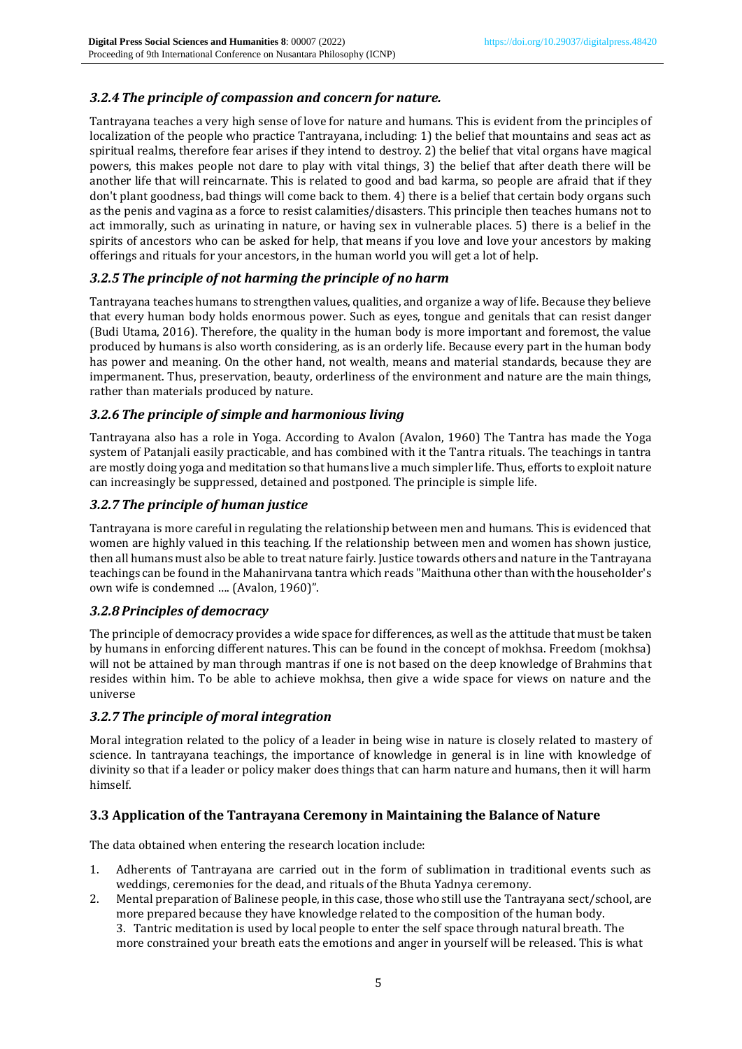### *3.2.4 The principle of compassion and concern for nature.*

Tantrayana teaches a very high sense of love for nature and humans. This is evident from the principles of localization of the people who practice Tantrayana, including: 1) the belief that mountains and seas act as spiritual realms, therefore fear arises if they intend to destroy. 2) the belief that vital organs have magical powers, this makes people not dare to play with vital things, 3) the belief that after death there will be another life that will reincarnate. This is related to good and bad karma, so people are afraid that if they don't plant goodness, bad things will come back to them. 4) there is a belief that certain body organs such as the penis and vagina as a force to resist calamities/disasters. This principle then teaches humans not to act immorally, such as urinating in nature, or having sex in vulnerable places. 5) there is a belief in the spirits of ancestors who can be asked for help, that means if you love and love your ancestors by making offerings and rituals for your ancestors, in the human world you will get a lot of help.

### *3.2.5 The principle of not harming the principle of no harm*

Tantrayana teaches humans to strengthen values, qualities, and organize a way of life. Because they believe that every human body holds enormous power. Such as eyes, tongue and genitals that can resist danger (Budi Utama, 2016). Therefore, the quality in the human body is more important and foremost, the value produced by humans is also worth considering, as is an orderly life. Because every part in the human body has power and meaning. On the other hand, not wealth, means and material standards, because they are impermanent. Thus, preservation, beauty, orderliness of the environment and nature are the main things, rather than materials produced by nature.

### *3.2.6 The principle of simple and harmonious living*

Tantrayana also has a role in Yoga. According to Avalon (Avalon, 1960) The Tantra has made the Yoga system of Patanjali easily practicable, and has combined with it the Tantra rituals. The teachings in tantra are mostly doing yoga and meditation so that humans live a much simpler life. Thus, efforts to exploit nature can increasingly be suppressed, detained and postponed. The principle is simple life.

### *3.2.7 The principle of human justice*

Tantrayana is more careful in regulating the relationship between men and humans. This is evidenced that women are highly valued in this teaching. If the relationship between men and women has shown justice, then all humans must also be able to treat nature fairly. Justice towards others and nature in the Tantrayana teachings can be found in the Mahanirvana tantra which reads "Maithuna other than with the householder's own wife is condemned …. (Avalon, 1960)".

### *3.2.8 Principles of democracy*

The principle of democracy provides a wide space for differences, as well as the attitude that must be taken by humans in enforcing different natures. This can be found in the concept of mokhsa. Freedom (mokhsa) will not be attained by man through mantras if one is not based on the deep knowledge of Brahmins that resides within him. To be able to achieve mokhsa, then give a wide space for views on nature and the universe

### *3.2.7 The principle of moral integration*

Moral integration related to the policy of a leader in being wise in nature is closely related to mastery of science. In tantrayana teachings, the importance of knowledge in general is in line with knowledge of divinity so that if a leader or policy maker does things that can harm nature and humans, then it will harm himself.

## 3.3 Application of the Tantrayana Ceremony in Maintaining the Balance of Nature

The data obtained when entering the research location include:

1. Adherents of Tantrayana are carried out in the form of sublimation in traditional events such as weddings, ceremonies for the dead, and rituals of the Bhuta Yadnya ceremony.
2. Mental preparation of Balinese people, in this case, those who still use the Tantrayana sect/school, are more prepared because they have knowledge related to the composition of the human body.
3. Tantric meditation is used by local people to enter the self space through natural breath. The more constrained your breath eats the emotions and anger in yourself will be released. This is what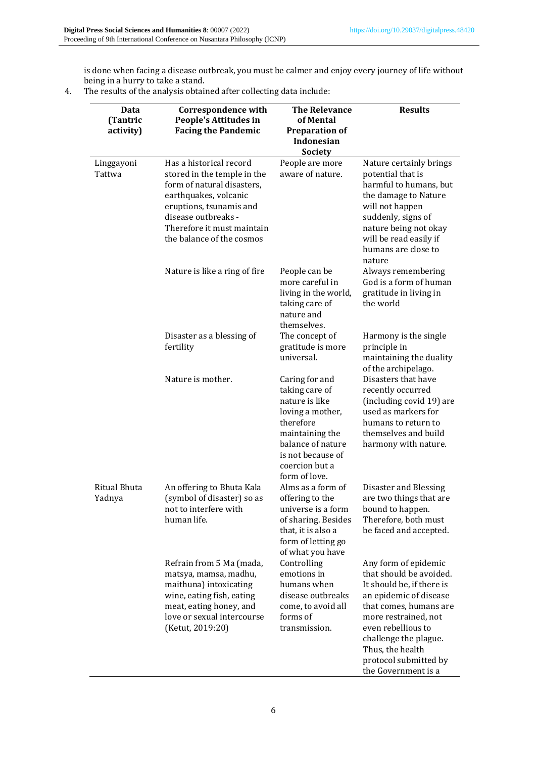is done when facing a disease outbreak, you must be calmer and enjoy every journey of life without being in a hurry to take a stand.

4. The results of the analysis obtained after collecting data include:

| Data (Tantric activity) | Correspondence with People's Attitudes in Facing the Pandemic | The Relevance of Mental Preparation of Indonesian Society | Results |
|---|---|---|---|
| Linggayoni Tattwa | Has a historical record stored in the temple in the form of natural disasters, earthquakes, volcanic eruptions, tsunamis and disease outbreaks - Therefore it must maintain the balance of the cosmos | People are more aware of nature. | Nature certainly brings potential that is harmful to humans, but the damage to Nature will not happen suddenly, signs of nature being not okay will be read easily if humans are close to nature |
| | Nature is like a ring of fire | People can be more careful in living in the world, taking care of nature and themselves. | Always remembering God is a form of human gratitude in living in the world |
| | Disaster as a blessing of fertility | The concept of gratitude is more universal. | Harmony is the single principle in maintaining the duality of the archipelago. |
| | Nature is mother. | Caring for and taking care of nature is like loving a mother, therefore maintaining the balance of nature is not because of coercion but a form of love. | Disasters that have recently occurred (including covid 19) are used as markers for humans to return to themselves and build harmony with nature. |
| Ritual Bhuta Yadnya | An offering to Bhuta Kala (symbol of disaster) so as not to interfere with human life. | Alms as a form of offering to the universe is a form of sharing. Besides that, it is also a form of letting go of what you have | Disaster and Blessing are two things that are bound to happen. Therefore, both must be faced and accepted. |
| | Refrain from 5 Ma (mada, matsya, mamsa, madhu, maithuna) intoxicating wine, eating fish, eating meat, eating honey, and love or sexual intercourse (Ketut, 2019:20) | Controlling emotions in humans when disease outbreaks come, to avoid all forms of transmission. | Any form of epidemic that should be avoided. It should be, if there is an epidemic of disease that comes, humans are more restrained, not even rebellious to challenge the plague. Thus, the health protocol submitted by the Government is a |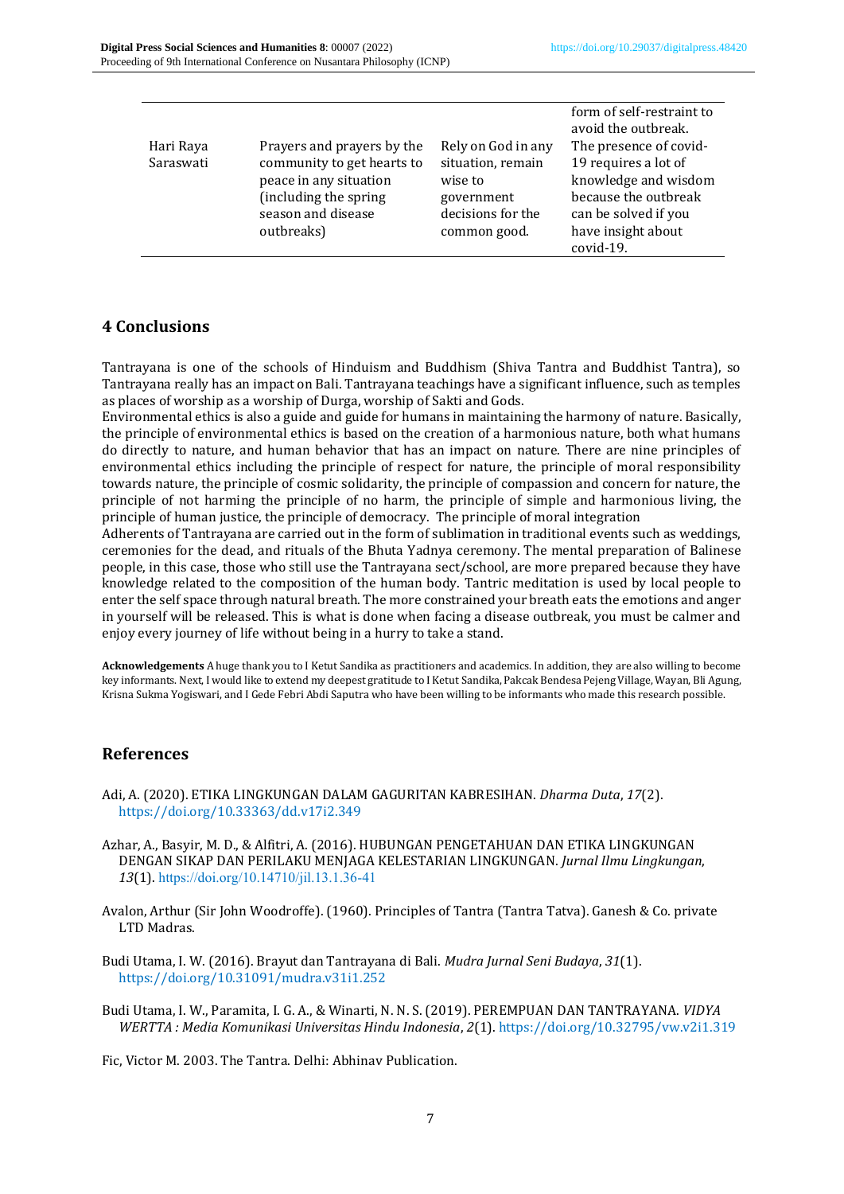| | | | form of self-restraint to avoid the outbreak. |
|---|---|---|---|
| Hari Raya Saraswati | Prayers and prayers by the community to get hearts to peace in any situation (including the spring season and disease outbreaks) | Rely on God in any situation, remain wise to government decisions for the common good. | The presence of covid-19 requires a lot of knowledge and wisdom because the outbreak can be solved if you have insight about covid-19. |

## 4 Conclusions

Tantrayana is one of the schools of Hinduism and Buddhism (Shiva Tantra and Buddhist Tantra), so Tantrayana really has an impact on Bali. Tantrayana teachings have a significant influence, such as temples as places of worship as a worship of Durga, worship of Sakti and Gods.

Environmental ethics is also a guide and guide for humans in maintaining the harmony of nature. Basically, the principle of environmental ethics is based on the creation of a harmonious nature, both what humans do directly to nature, and human behavior that has an impact on nature. There are nine principles of environmental ethics including the principle of respect for nature, the principle of moral responsibility towards nature, the principle of cosmic solidarity, the principle of compassion and concern for nature, the principle of not harming the principle of no harm, the principle of simple and harmonious living, the principle of human justice, the principle of democracy. The principle of moral integration

Adherents of Tantrayana are carried out in the form of sublimation in traditional events such as weddings, ceremonies for the dead, and rituals of the Bhuta Yadnya ceremony. The mental preparation of Balinese people, in this case, those who still use the Tantrayana sect/school, are more prepared because they have knowledge related to the composition of the human body. Tantric meditation is used by local people to enter the self space through natural breath. The more constrained your breath eats the emotions and anger in yourself will be released. This is what is done when facing a disease outbreak, you must be calmer and enjoy every journey of life without being in a hurry to take a stand.

**Acknowledgements** A huge thank you to I Ketut Sandika as practitioners and academics. In addition, they are also willing to become key informants. Next, I would like to extend my deepest gratitude to I Ketut Sandika, Pakcak Bendesa Pejeng Village, Wayan, Bli Agung, Krisna Sukma Yogiswari, and I Gede Febri Abdi Saputra who have been willing to be informants who made this research possible.

## References

Adi, A. (2020). ETIKA LINGKUNGAN DALAM GAGURITAN KABRESIHAN. *Dharma Duta*, *17*(2). https://doi.org/10.33363/dd.v17i2.349

Azhar, A., Basyir, M. D., & Alfitri, A. (2016). HUBUNGAN PENGETAHUAN DAN ETIKA LINGKUNGAN DENGAN SIKAP DAN PERILAKU MENJAGA KELESTARIAN LINGKUNGAN. *Jurnal Ilmu Lingkungan*, *13*(1). https://doi.org/10.14710/jil.13.1.36-41

Avalon, Arthur (Sir John Woodroffe). (1960). Principles of Tantra (Tantra Tatva). Ganesh & Co. private LTD Madras.

Budi Utama, I. W. (2016). Brayut dan Tantrayana di Bali. *Mudra Jurnal Seni Budaya*, *31*(1). https://doi.org/10.31091/mudra.v31i1.252

Budi Utama, I. W., Paramita, I. G. A., & Winarti, N. N. S. (2019). PEREMPUAN DAN TANTRAYANA. *VIDYA WERTTA : Media Komunikasi Universitas Hindu Indonesia*, *2*(1). https://doi.org/10.32795/vw.v2i1.319

Fic, Victor M. 2003. The Tantra. Delhi: Abhinav Publication.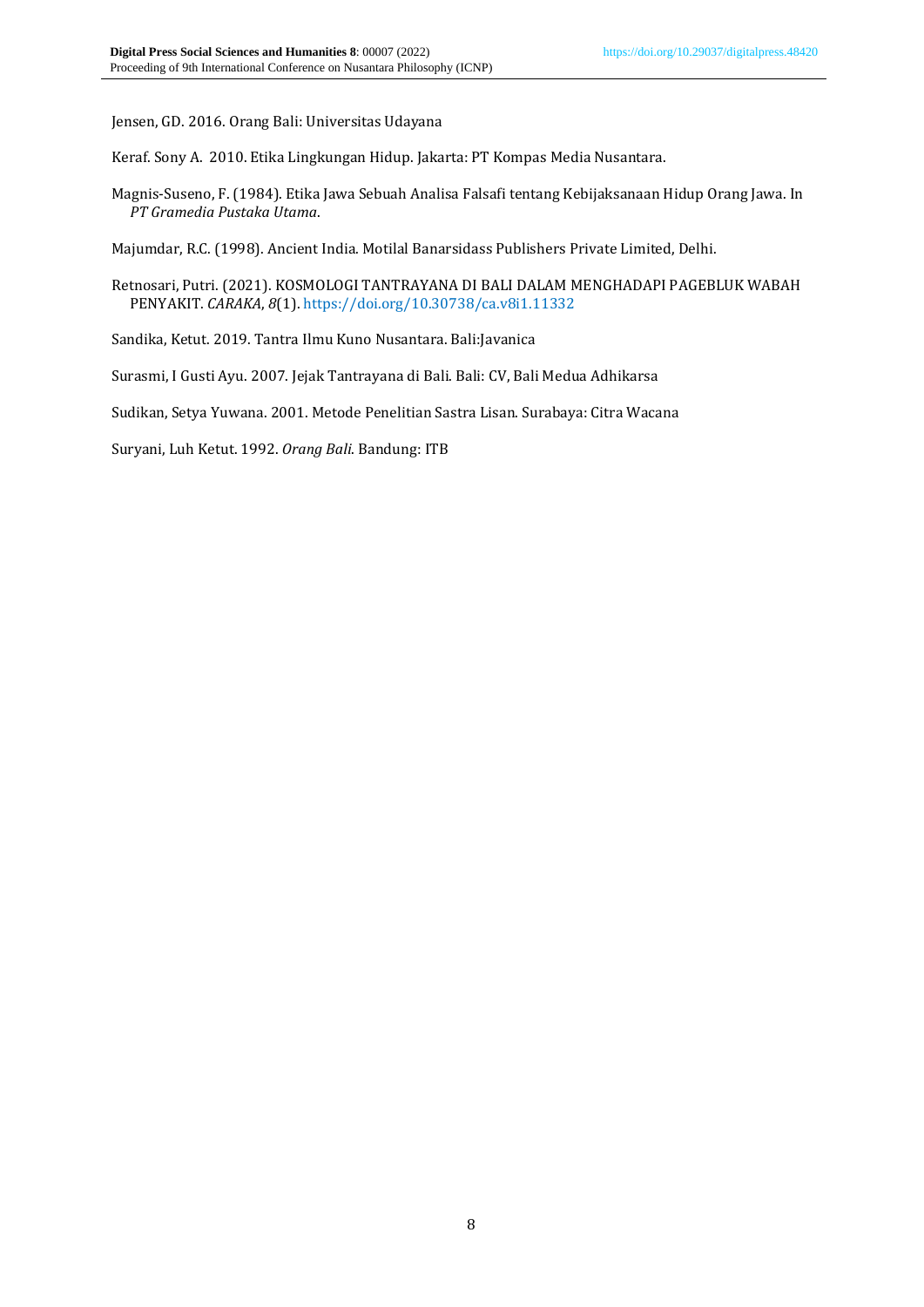Jensen, GD. 2016. Orang Bali: Universitas Udayana

Keraf. Sony A.  2010. Etika Lingkungan Hidup. Jakarta: PT Kompas Media Nusantara.

Magnis-Suseno, F. (1984). Etika Jawa Sebuah Analisa Falsafi tentang Kebijaksanaan Hidup Orang Jawa. In *PT Gramedia Pustaka Utama*.

Majumdar, R.C. (1998). Ancient India. Motilal Banarsidass Publishers Private Limited, Delhi.

Retnosari, Putri. (2021). KOSMOLOGI TANTRAYANA DI BALI DALAM MENGHADAPI PAGEBLUK WABAH PENYAKIT. *CARAKA*, *8*(1). https://doi.org/10.30738/ca.v8i1.11332

Sandika, Ketut. 2019. Tantra Ilmu Kuno Nusantara. Bali:Javanica

Surasmi, I Gusti Ayu. 2007. Jejak Tantrayana di Bali. Bali: CV, Bali Medua Adhikarsa

Sudikan, Setya Yuwana. 2001. Metode Penelitian Sastra Lisan. Surabaya: Citra Wacana

Suryani, Luh Ketut. 1992. *Orang Bali*. Bandung: ITB